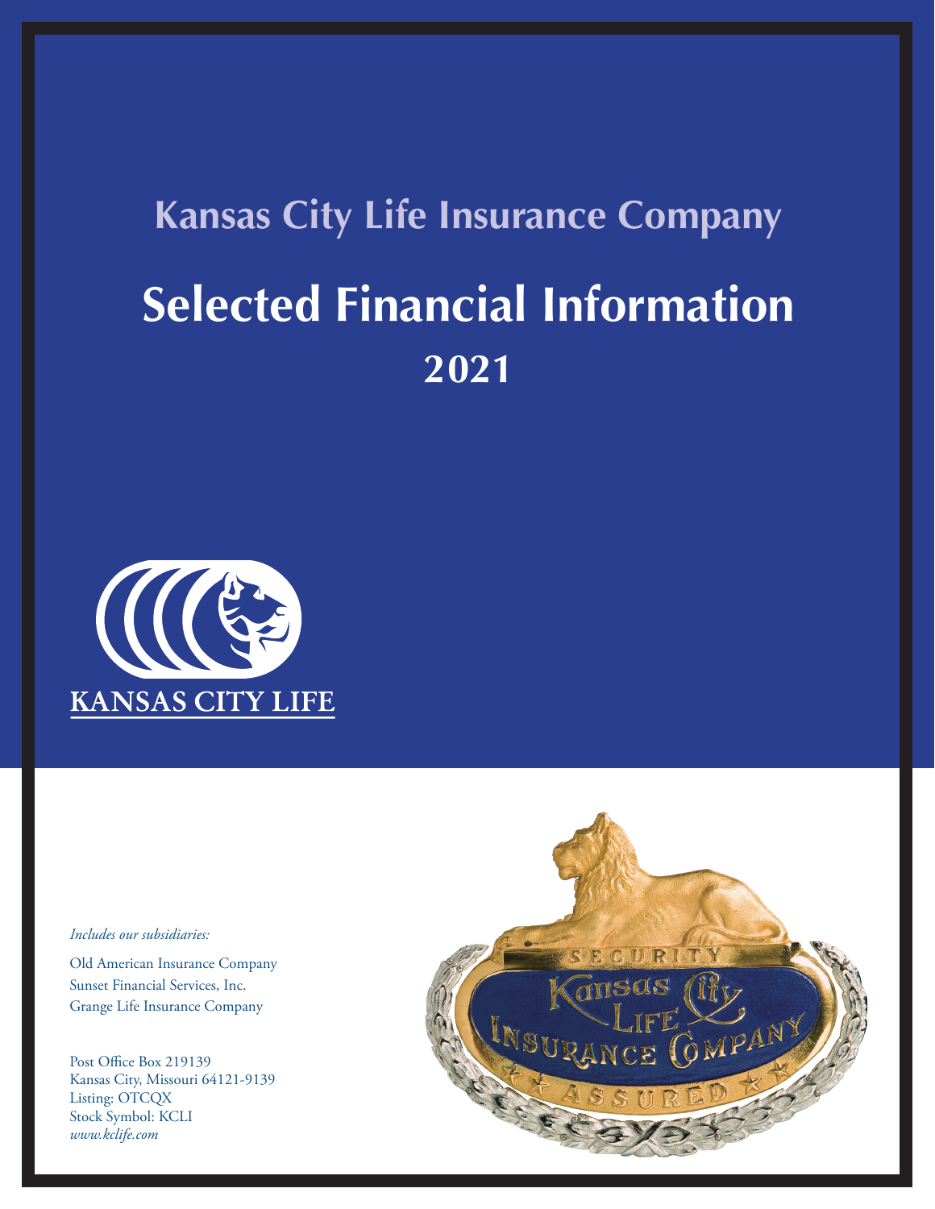## Kansas City Life Insurance Company

# Selected Financial Information

## 2021

KANSAS CITY LIFE

*Includes our subsidiaries:*

Old American Insurance Company
Sunset Financial Services, Inc.
Grange Life Insurance Company

Post Office Box 219139
Kansas City, Missouri 64121-9139
Listing: OTCQX
Stock Symbol: KCLI
*www.kclife.com*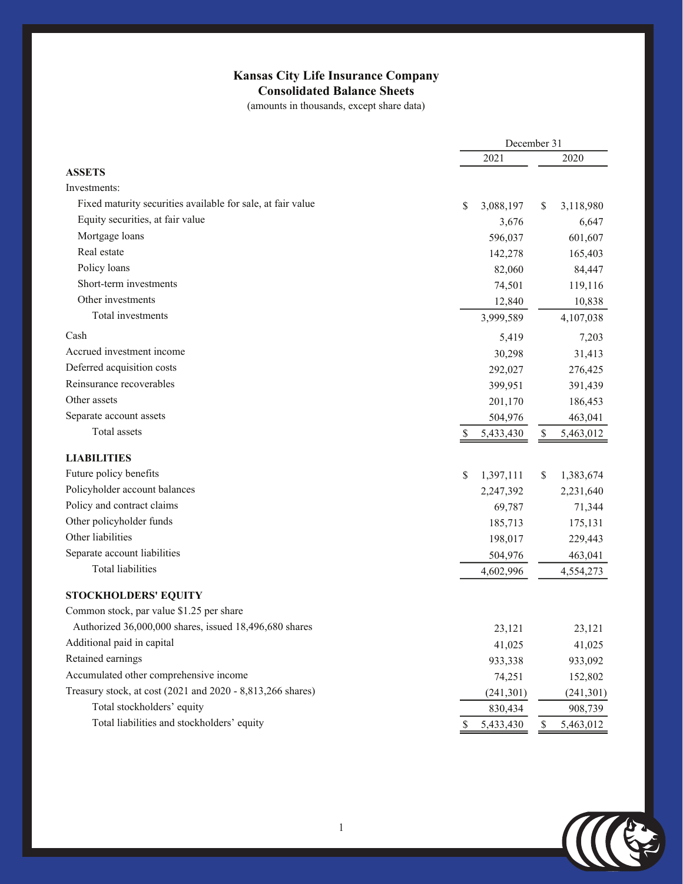# Kansas City Life Insurance Company
## Consolidated Balance Sheets
(amounts in thousands, except share data)

| | December 31 | |
|---|---|---|
| | 2021 | 2020 |
| **ASSETS** | | |
| Investments: | | |
| Fixed maturity securities available for sale, at fair value | $ 3,088,197 | $ 3,118,980 |
| Equity securities, at fair value | 3,676 | 6,647 |
| Mortgage loans | 596,037 | 601,607 |
| Real estate | 142,278 | 165,403 |
| Policy loans | 82,060 | 84,447 |
| Short-term investments | 74,501 | 119,116 |
| Other investments | 12,840 | 10,838 |
| Total investments | 3,999,589 | 4,107,038 |
| Cash | 5,419 | 7,203 |
| Accrued investment income | 30,298 | 31,413 |
| Deferred acquisition costs | 292,027 | 276,425 |
| Reinsurance recoverables | 399,951 | 391,439 |
| Other assets | 201,170 | 186,453 |
| Separate account assets | 504,976 | 463,041 |
| Total assets | $ 5,433,430 | $ 5,463,012 |
| **LIABILITIES** | | |
| Future policy benefits | $ 1,397,111 | $ 1,383,674 |
| Policyholder account balances | 2,247,392 | 2,231,640 |
| Policy and contract claims | 69,787 | 71,344 |
| Other policyholder funds | 185,713 | 175,131 |
| Other liabilities | 198,017 | 229,443 |
| Separate account liabilities | 504,976 | 463,041 |
| Total liabilities | 4,602,996 | 4,554,273 |
| **STOCKHOLDERS' EQUITY** | | |
| Common stock, par value $1.25 per share | | |
| Authorized 36,000,000 shares, issued 18,496,680 shares | 23,121 | 23,121 |
| Additional paid in capital | 41,025 | 41,025 |
| Retained earnings | 933,338 | 933,092 |
| Accumulated other comprehensive income | 74,251 | 152,802 |
| Treasury stock, at cost (2021 and 2020 - 8,813,266 shares) | (241,301) | (241,301) |
| Total stockholders' equity | 830,434 | 908,739 |
| Total liabilities and stockholders' equity | $ 5,433,430 | $ 5,463,012 |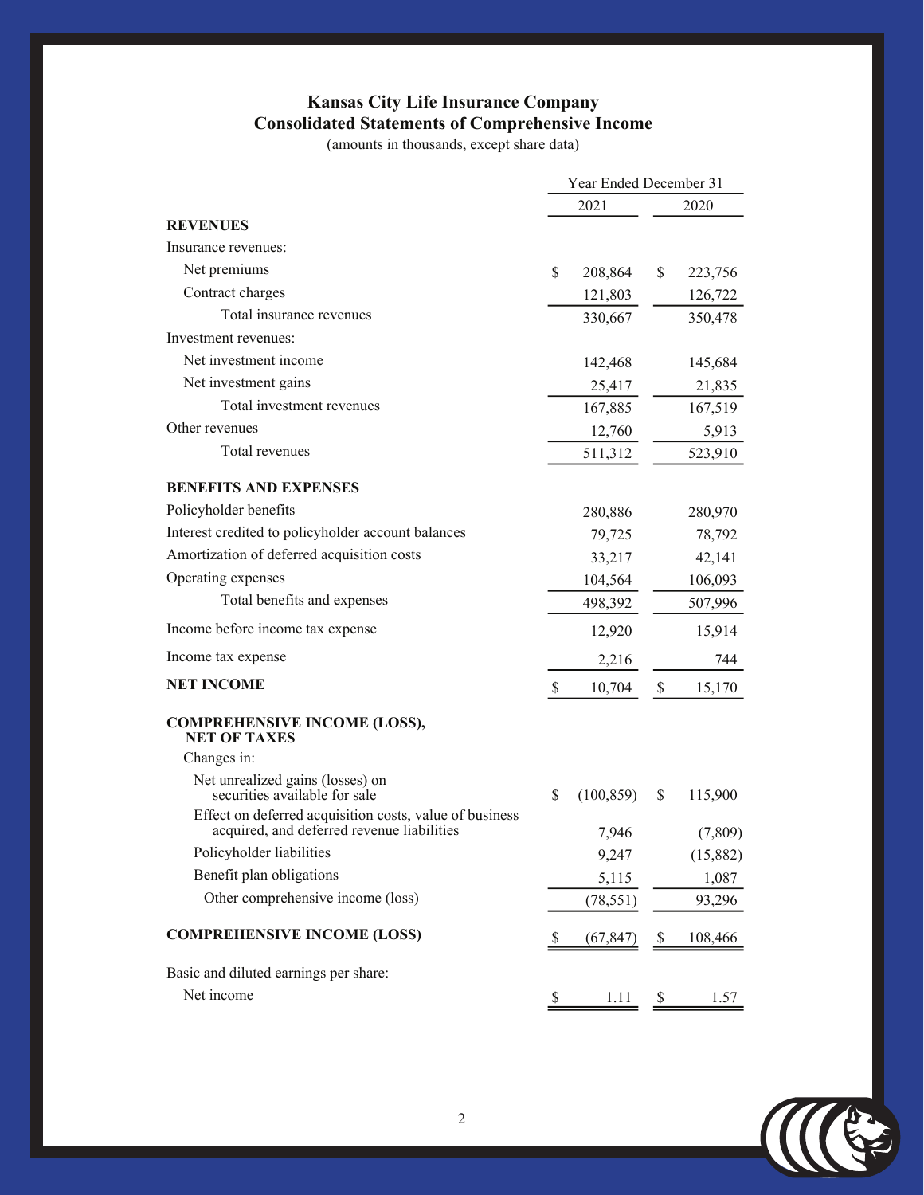# Kansas City Life Insurance Company
## Consolidated Statements of Comprehensive Income

(amounts in thousands, except share data)

| | Year Ended December 31 | |
|---|---|---|
| | 2021 | 2020 |
| **REVENUES** | | |
| Insurance revenues: | | |
| Net premiums | $ 208,864 | $ 223,756 |
| Contract charges | 121,803 | 126,722 |
| Total insurance revenues | 330,667 | 350,478 |
| Investment revenues: | | |
| Net investment income | 142,468 | 145,684 |
| Net investment gains | 25,417 | 21,835 |
| Total investment revenues | 167,885 | 167,519 |
| Other revenues | 12,760 | 5,913 |
| Total revenues | 511,312 | 523,910 |
| **BENEFITS AND EXPENSES** | | |
| Policyholder benefits | 280,886 | 280,970 |
| Interest credited to policyholder account balances | 79,725 | 78,792 |
| Amortization of deferred acquisition costs | 33,217 | 42,141 |
| Operating expenses | 104,564 | 106,093 |
| Total benefits and expenses | 498,392 | 507,996 |
| Income before income tax expense | 12,920 | 15,914 |
| Income tax expense | 2,216 | 744 |
| **NET INCOME** | $ 10,704 | $ 15,170 |
| **COMPREHENSIVE INCOME (LOSS), NET OF TAXES** | | |
| Changes in: | | |
| Net unrealized gains (losses) on securities available for sale | $ (100,859) | $ 115,900 |
| Effect on deferred acquisition costs, value of business acquired, and deferred revenue liabilities | 7,946 | (7,809) |
| Policyholder liabilities | 9,247 | (15,882) |
| Benefit plan obligations | 5,115 | 1,087 |
| Other comprehensive income (loss) | (78,551) | 93,296 |
| **COMPREHENSIVE INCOME (LOSS)** | $ (67,847) | $ 108,466 |
| Basic and diluted earnings per share: | | |
| Net income | $ 1.11 | $ 1.57 |